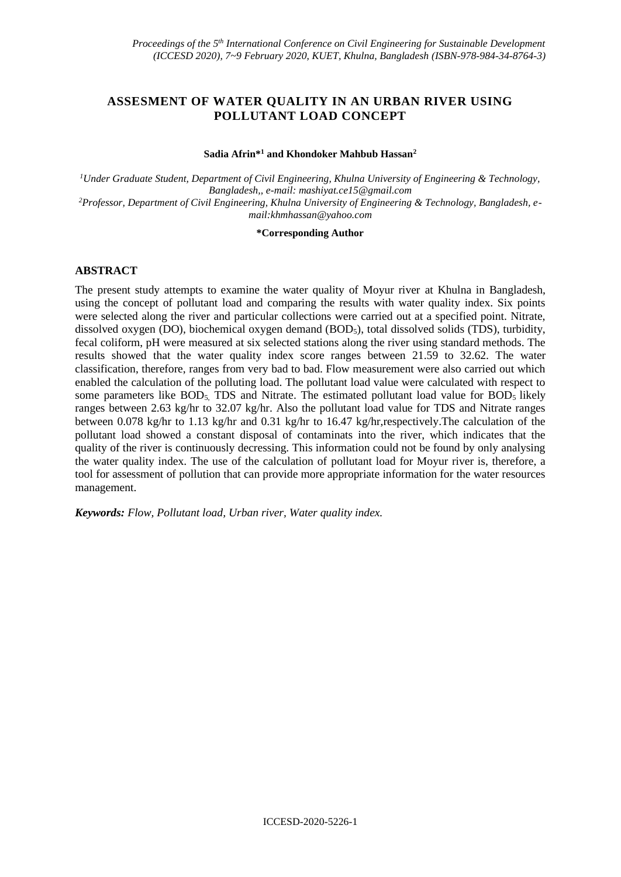# ASSESMENT OF WATER QUALITY IN AN URBAN RIVER USING POLLUTANT LOAD CONCEPT

**Sadia Afrin*[1] and Khondoker Mahbub Hassan[2]**

*[1]Under Graduate Student, Department of Civil Engineering, Khulna University of Engineering & Technology, Bangladesh,, e-mail: mashiyat.ce15@gmail.com*

*[2]Professor, Department of Civil Engineering, Khulna University of Engineering & Technology, Bangladesh, e-mail:khmhassan@yahoo.com*

**\*Corresponding Author**

## ABSTRACT

The present study attempts to examine the water quality of Moyur river at Khulna in Bangladesh, using the concept of pollutant load and comparing the results with water quality index. Six points were selected along the river and particular collections were carried out at a specified point. Nitrate, dissolved oxygen (DO), biochemical oxygen demand ($BOD_5$), total dissolved solids (TDS), turbidity, fecal coliform, pH were measured at six selected stations along the river using standard methods. The results showed that the water quality index score ranges between 21.59 to 32.62. The water classification, therefore, ranges from very bad to bad. Flow measurement were also carried out which enabled the calculation of the polluting load. The pollutant load value were calculated with respect to some parameters like $BOD_5$, TDS and Nitrate. The estimated pollutant load value for $BOD_5$ likely ranges between 2.63 kg/hr to 32.07 kg/hr. Also the pollutant load value for TDS and Nitrate ranges between 0.078 kg/hr to 1.13 kg/hr and 0.31 kg/hr to 16.47 kg/hr,respectively.The calculation of the pollutant load showed a constant disposal of contaminats into the river, which indicates that the quality of the river is continuously decressing. This information could not be found by only analysing the water quality index. The use of the calculation of pollutant load for Moyur river is, therefore, a tool for assessment of pollution that can provide more appropriate information for the water resources management.

***Keywords:*** *Flow, Pollutant load, Urban river, Water quality index.*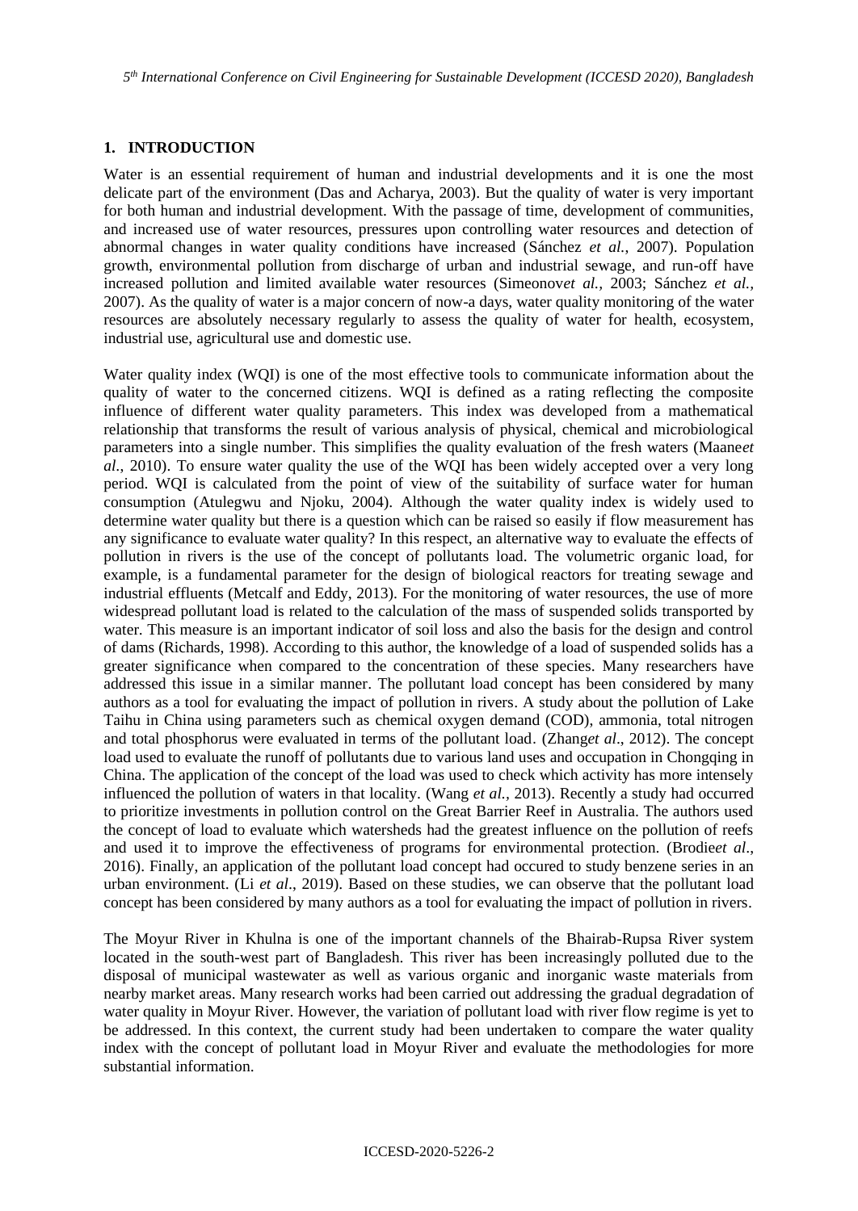## 1. INTRODUCTION

Water is an essential requirement of human and industrial developments and it is one the most delicate part of the environment (Das and Acharya, 2003). But the quality of water is very important for both human and industrial development. With the passage of time, development of communities, and increased use of water resources, pressures upon controlling water resources and detection of abnormal changes in water quality conditions have increased (Sánchez *et al.*, 2007). Population growth, environmental pollution from discharge of urban and industrial sewage, and run-off have increased pollution and limited available water resources (Simeonov*et al.*, 2003; Sánchez *et al.*, 2007). As the quality of water is a major concern of now-a days, water quality monitoring of the water resources are absolutely necessary regularly to assess the quality of water for health, ecosystem, industrial use, agricultural use and domestic use.

Water quality index (WQI) is one of the most effective tools to communicate information about the quality of water to the concerned citizens. WQI is defined as a rating reflecting the composite influence of different water quality parameters. This index was developed from a mathematical relationship that transforms the result of various analysis of physical, chemical and microbiological parameters into a single number. This simplifies the quality evaluation of the fresh waters (Maane*et al.*, 2010). To ensure water quality the use of the WQI has been widely accepted over a very long period. WQI is calculated from the point of view of the suitability of surface water for human consumption (Atulegwu and Njoku, 2004). Although the water quality index is widely used to determine water quality but there is a question which can be raised so easily if flow measurement has any significance to evaluate water quality? In this respect, an alternative way to evaluate the effects of pollution in rivers is the use of the concept of pollutants load. The volumetric organic load, for example, is a fundamental parameter for the design of biological reactors for treating sewage and industrial effluents (Metcalf and Eddy, 2013). For the monitoring of water resources, the use of more widespread pollutant load is related to the calculation of the mass of suspended solids transported by water. This measure is an important indicator of soil loss and also the basis for the design and control of dams (Richards, 1998). According to this author, the knowledge of a load of suspended solids has a greater significance when compared to the concentration of these species. Many researchers have addressed this issue in a similar manner. The pollutant load concept has been considered by many authors as a tool for evaluating the impact of pollution in rivers. A study about the pollution of Lake Taihu in China using parameters such as chemical oxygen demand (COD), ammonia, total nitrogen and total phosphorus were evaluated in terms of the pollutant load. (Zhang*et al*., 2012). The concept load used to evaluate the runoff of pollutants due to various land uses and occupation in Chongqing in China. The application of the concept of the load was used to check which activity has more intensely influenced the pollution of waters in that locality. (Wang *et al.*, 2013). Recently a study had occurred to prioritize investments in pollution control on the Great Barrier Reef in Australia. The authors used the concept of load to evaluate which watersheds had the greatest influence on the pollution of reefs and used it to improve the effectiveness of programs for environmental protection. (Brodie*et al*., 2016). Finally, an application of the pollutant load concept had occured to study benzene series in an urban environment. (Li *et al*., 2019). Based on these studies, we can observe that the pollutant load concept has been considered by many authors as a tool for evaluating the impact of pollution in rivers.

The Moyur River in Khulna is one of the important channels of the Bhairab-Rupsa River system located in the south-west part of Bangladesh. This river has been increasingly polluted due to the disposal of municipal wastewater as well as various organic and inorganic waste materials from nearby market areas. Many research works had been carried out addressing the gradual degradation of water quality in Moyur River. However, the variation of pollutant load with river flow regime is yet to be addressed. In this context, the current study had been undertaken to compare the water quality index with the concept of pollutant load in Moyur River and evaluate the methodologies for more substantial information.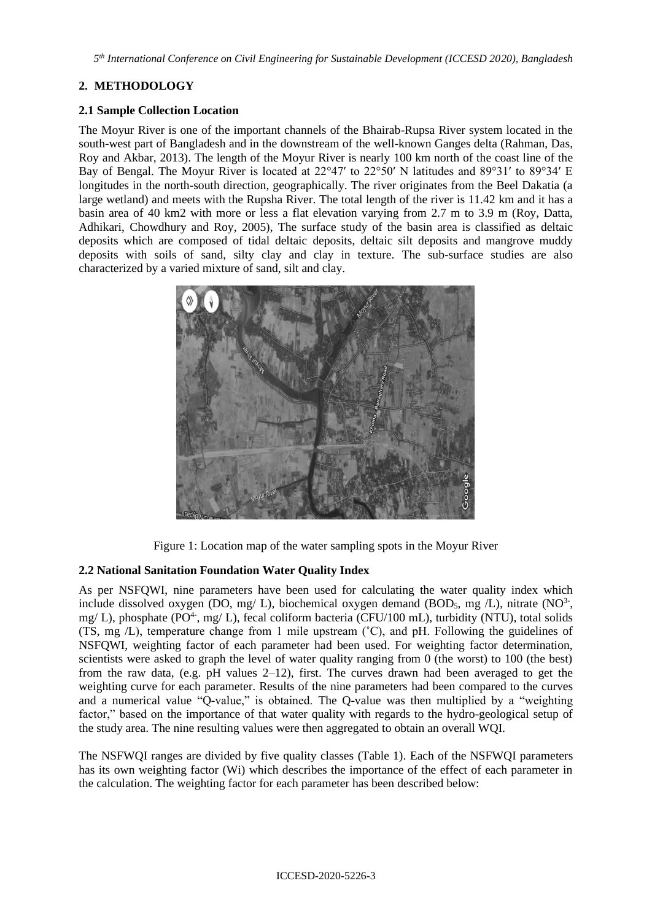## 2. METHODOLOGY

### 2.1 Sample Collection Location

The Moyur River is one of the important channels of the Bhairab-Rupsa River system located in the south-west part of Bangladesh and in the downstream of the well-known Ganges delta (Rahman, Das, Roy and Akbar, 2013). The length of the Moyur River is nearly 100 km north of the coast line of the Bay of Bengal. The Moyur River is located at 22°47′ to 22°50′ N latitudes and 89°31′ to 89°34′ E longitudes in the north-south direction, geographically. The river originates from the Beel Dakatia (a large wetland) and meets with the Rupsha River. The total length of the river is 11.42 km and it has a basin area of 40 km2 with more or less a flat elevation varying from 2.7 m to 3.9 m (Roy, Datta, Adhikari, Chowdhury and Roy, 2005), The surface study of the basin area is classified as deltaic deposits which are composed of tidal deltaic deposits, deltaic silt deposits and mangrove muddy deposits with soils of sand, silty clay and clay in texture. The sub-surface studies are also characterized by a varied mixture of sand, silt and clay.

Figure 1: Location map of the water sampling spots in the Moyur River

### 2.2 National Sanitation Foundation Water Quality Index

As per NSFQWI, nine parameters have been used for calculating the water quality index which include dissolved oxygen (DO, mg/ L), biochemical oxygen demand ($BOD_5$, mg /L), nitrate ($NO^{3-}$, mg/ L), phosphate ($PO^{4-}$, mg/ L), fecal coliform bacteria (CFU/100 mL), turbidity (NTU), total solids (TS, mg /L), temperature change from 1 mile upstream (˚C), and pH. Following the guidelines of NSFQWI, weighting factor of each parameter had been used. For weighting factor determination, scientists were asked to graph the level of water quality ranging from 0 (the worst) to 100 (the best) from the raw data, (e.g. pH values 2–12), first. The curves drawn had been averaged to get the weighting curve for each parameter. Results of the nine parameters had been compared to the curves and a numerical value "Q-value," is obtained. The Q-value was then multiplied by a "weighting factor," based on the importance of that water quality with regards to the hydro-geological setup of the study area. The nine resulting values were then aggregated to obtain an overall WQI.

The NSFWQI ranges are divided by five quality classes (Table 1). Each of the NSFWQI parameters has its own weighting factor (Wi) which describes the importance of the effect of each parameter in the calculation. The weighting factor for each parameter has been described below: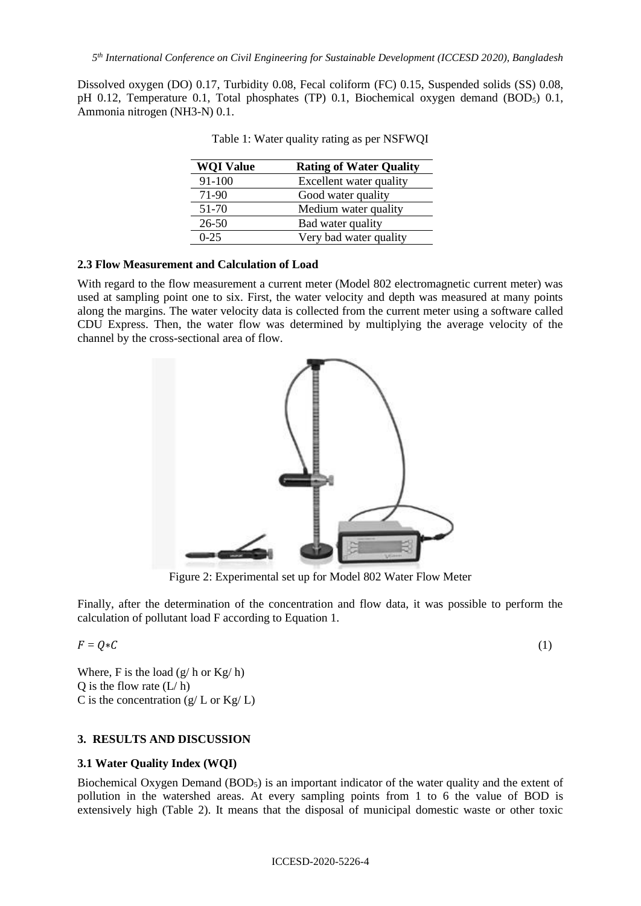Dissolved oxygen (DO) 0.17, Turbidity 0.08, Fecal coliform (FC) 0.15, Suspended solids (SS) 0.08, pH 0.12, Temperature 0.1, Total phosphates (TP) 0.1, Biochemical oxygen demand ($BOD_5$) 0.1, Ammonia nitrogen (NH3-N) 0.1.

Table 1: Water quality rating as per NSFWQI

| WQI Value | Rating of Water Quality |
|---|---|
| 91-100 | Excellent water quality |
| 71-90 | Good water quality |
| 51-70 | Medium water quality |
| 26-50 | Bad water quality |
| 0-25 | Very bad water quality |

### 2.3 Flow Measurement and Calculation of Load

With regard to the flow measurement a current meter (Model 802 electromagnetic current meter) was used at sampling point one to six. First, the water velocity and depth was measured at many points along the margins. The water velocity data is collected from the current meter using a software called CDU Express. Then, the water flow was determined by multiplying the average velocity of the channel by the cross-sectional area of flow.

Figure 2: Experimental set up for Model 802 Water Flow Meter

Finally, after the determination of the concentration and flow data, it was possible to perform the calculation of pollutant load F according to Equation 1.

$$F = Q*C \tag{1}$$

Where, F is the load (g/ h or Kg/ h)
Q is the flow rate (L/ h)
C is the concentration (g/ L or Kg/ L)

## 3. RESULTS AND DISCUSSION

### 3.1 Water Quality Index (WQI)

Biochemical Oxygen Demand ($BOD_5$) is an important indicator of the water quality and the extent of pollution in the watershed areas. At every sampling points from 1 to 6 the value of BOD is extensively high (Table 2). It means that the disposal of municipal domestic waste or other toxic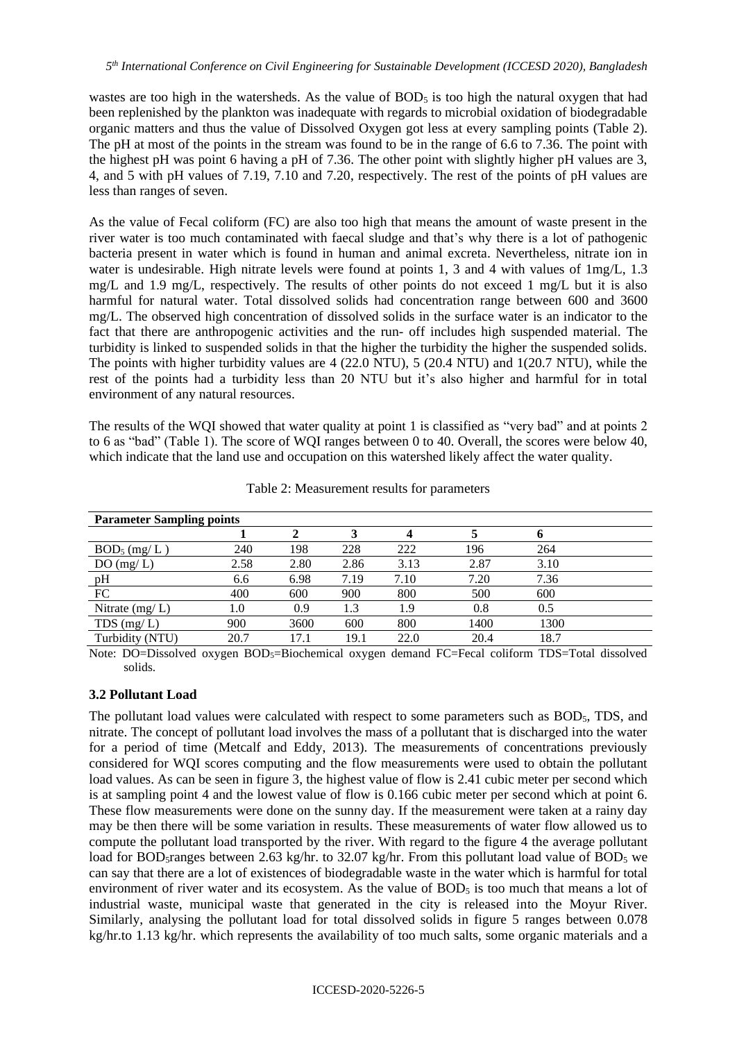wastes are too high in the watersheds. As the value of $BOD_5$ is too high the natural oxygen that had been replenished by the plankton was inadequate with regards to microbial oxidation of biodegradable organic matters and thus the value of Dissolved Oxygen got less at every sampling points (Table 2). The pH at most of the points in the stream was found to be in the range of 6.6 to 7.36. The point with the highest pH was point 6 having a pH of 7.36. The other point with slightly higher pH values are 3, 4, and 5 with pH values of 7.19, 7.10 and 7.20, respectively. The rest of the points of pH values are less than ranges of seven.

As the value of Fecal coliform (FC) are also too high that means the amount of waste present in the river water is too much contaminated with faecal sludge and that's why there is a lot of pathogenic bacteria present in water which is found in human and animal excreta. Nevertheless, nitrate ion in water is undesirable. High nitrate levels were found at points 1, 3 and 4 with values of 1mg/L, 1.3 mg/L and 1.9 mg/L, respectively. The results of other points do not exceed 1 mg/L but it is also harmful for natural water. Total dissolved solids had concentration range between 600 and 3600 mg/L. The observed high concentration of dissolved solids in the surface water is an indicator to the fact that there are anthropogenic activities and the run- off includes high suspended material. The turbidity is linked to suspended solids in that the higher the turbidity the higher the suspended solids. The points with higher turbidity values are 4 (22.0 NTU), 5 (20.4 NTU) and 1(20.7 NTU), while the rest of the points had a turbidity less than 20 NTU but it's also higher and harmful for in total environment of any natural resources.

The results of the WQI showed that water quality at point 1 is classified as "very bad" and at points 2 to 6 as "bad" (Table 1). The score of WQI ranges between 0 to 40. Overall, the scores were below 40, which indicate that the land use and occupation on this watershed likely affect the water quality.

Table 2: Measurement results for parameters

| Parameter Sampling points | 1 | 2 | 3 | 4 | 5 | 6 |
|---|---|---|---|---|---|---|
| $BOD_5$ (mg/ L ) | 240 | 198 | 228 | 222 | 196 | 264 |
| DO (mg/ L) | 2.58 | 2.80 | 2.86 | 3.13 | 2.87 | 3.10 |
| pH | 6.6 | 6.98 | 7.19 | 7.10 | 7.20 | 7.36 |
| FC | 400 | 600 | 900 | 800 | 500 | 600 |
| Nitrate (mg/ L) | 1.0 | 0.9 | 1.3 | 1.9 | 0.8 | 0.5 |
| TDS (mg/ L) | 900 | 3600 | 600 | 800 | 1400 | 1300 |
| Turbidity (NTU) | 20.7 | 17.1 | 19.1 | 22.0 | 20.4 | 18.7 |

Note: DO=Dissolved oxygen $BOD_5$=Biochemical oxygen demand FC=Fecal coliform TDS=Total dissolved solids.

### 3.2 Pollutant Load

The pollutant load values were calculated with respect to some parameters such as $BOD_5$, TDS, and nitrate. The concept of pollutant load involves the mass of a pollutant that is discharged into the water for a period of time (Metcalf and Eddy, 2013). The measurements of concentrations previously considered for WQI scores computing and the flow measurements were used to obtain the pollutant load values. As can be seen in figure 3, the highest value of flow is 2.41 cubic meter per second which is at sampling point 4 and the lowest value of flow is 0.166 cubic meter per second which at point 6. These flow measurements were done on the sunny day. If the measurement were taken at a rainy day may be then there will be some variation in results. These measurements of water flow allowed us to compute the pollutant load transported by the river. With regard to the figure 4 the average pollutant load for $BOD_5$ranges between 2.63 kg/hr. to 32.07 kg/hr. From this pollutant load value of $BOD_5$ we can say that there are a lot of existences of biodegradable waste in the water which is harmful for total environment of river water and its ecosystem. As the value of $BOD_5$ is too much that means a lot of industrial waste, municipal waste that generated in the city is released into the Moyur River. Similarly, analysing the pollutant load for total dissolved solids in figure 5 ranges between 0.078 kg/hr.to 1.13 kg/hr. which represents the availability of too much salts, some organic materials and a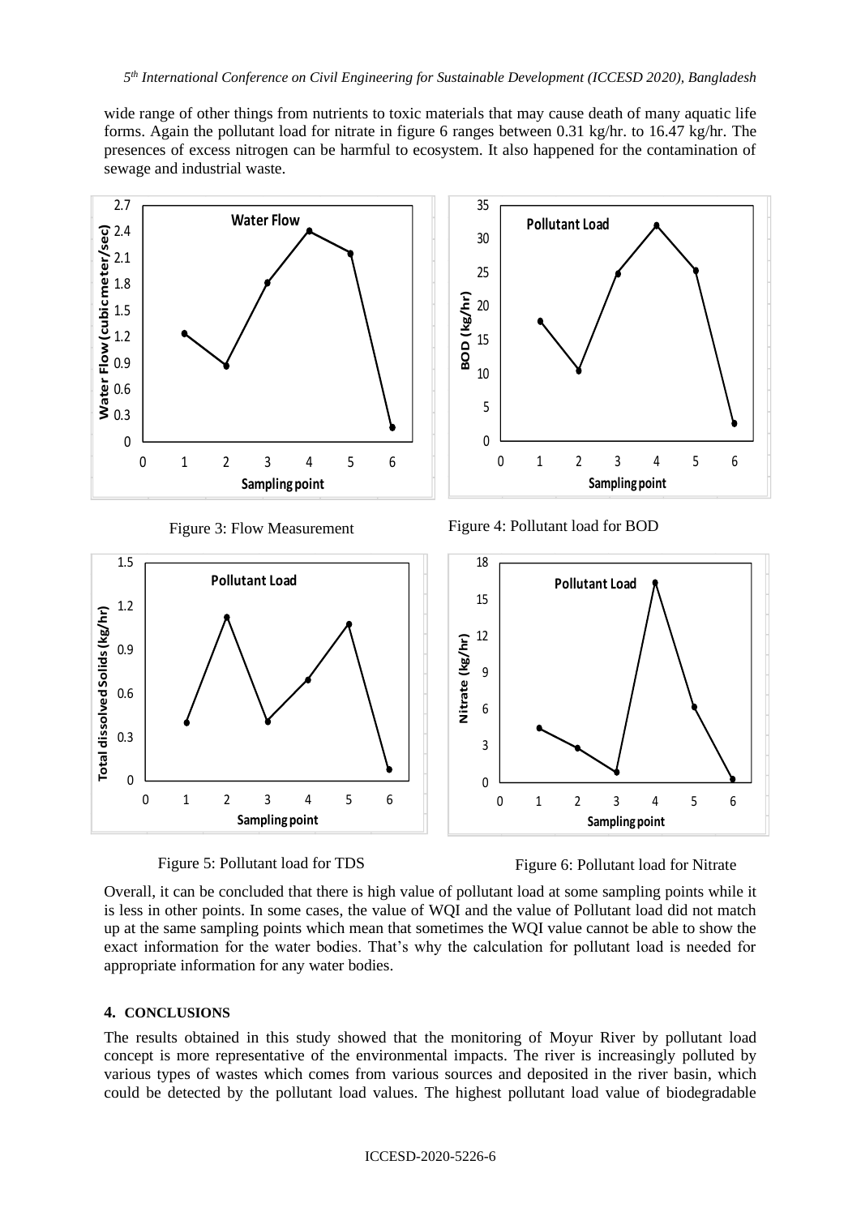wide range of other things from nutrients to toxic materials that may cause death of many aquatic life forms. Again the pollutant load for nitrate in figure 6 ranges between 0.31 kg/hr. to 16.47 kg/hr. The presences of excess nitrogen can be harmful to ecosystem. It also happened for the contamination of sewage and industrial waste.

Figure 3: Flow Measurement

Figure 4: Pollutant load for BOD

Figure 5: Pollutant load for TDS

Figure 6: Pollutant load for Nitrate

Overall, it can be concluded that there is high value of pollutant load at some sampling points while it is less in other points. In some cases, the value of WQI and the value of Pollutant load did not match up at the same sampling points which mean that sometimes the WQI value cannot be able to show the exact information for the water bodies. That's why the calculation for pollutant load is needed for appropriate information for any water bodies.

## 4. CONCLUSIONS

The results obtained in this study showed that the monitoring of Moyur River by pollutant load concept is more representative of the environmental impacts. The river is increasingly polluted by various types of wastes which comes from various sources and deposited in the river basin, which could be detected by the pollutant load values. The highest pollutant load value of biodegradable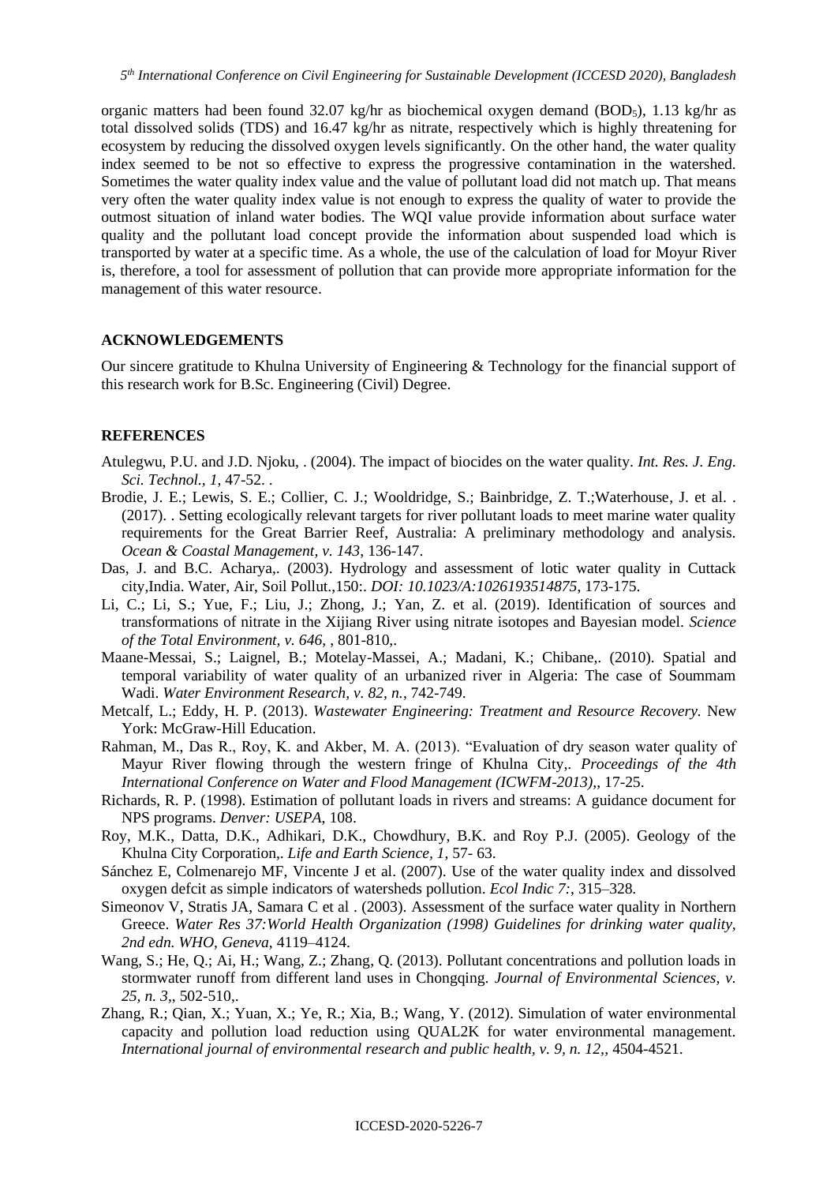organic matters had been found 32.07 kg/hr as biochemical oxygen demand ($BOD_5$), 1.13 kg/hr as total dissolved solids (TDS) and 16.47 kg/hr as nitrate, respectively which is highly threatening for ecosystem by reducing the dissolved oxygen levels significantly. On the other hand, the water quality index seemed to be not so effective to express the progressive contamination in the watershed. Sometimes the water quality index value and the value of pollutant load did not match up. That means very often the water quality index value is not enough to express the quality of water to provide the outmost situation of inland water bodies. The WQI value provide information about surface water quality and the pollutant load concept provide the information about suspended load which is transported by water at a specific time. As a whole, the use of the calculation of load for Moyur River is, therefore, a tool for assessment of pollution that can provide more appropriate information for the management of this water resource.

## ACKNOWLEDGEMENTS

Our sincere gratitude to Khulna University of Engineering & Technology for the financial support of this research work for B.Sc. Engineering (Civil) Degree.

## REFERENCES

Atulegwu, P.U. and J.D. Njoku, . (2004). The impact of biocides on the water quality. *Int. Res. J. Eng. Sci. Technol., 1*, 47-52. .

Brodie, J. E.; Lewis, S. E.; Collier, C. J.; Wooldridge, S.; Bainbridge, Z. T.;Waterhouse, J. et al. . (2017). . Setting ecologically relevant targets for river pollutant loads to meet marine water quality requirements for the Great Barrier Reef, Australia: A preliminary methodology and analysis. *Ocean & Coastal Management, v. 143*, 136-147.

Das, J. and B.C. Acharya,. (2003). Hydrology and assessment of lotic water quality in Cuttack city,India. Water, Air, Soil Pollut.,150:. *DOI: 10.1023/A:1026193514875*, 173-175.

Li, C.; Li, S.; Yue, F.; Liu, J.; Zhong, J.; Yan, Z. et al. (2019). Identification of sources and transformations of nitrate in the Xijiang River using nitrate isotopes and Bayesian model. *Science of the Total Environment, v. 646, ,* 801-810,.

Maane-Messai, S.; Laignel, B.; Motelay-Massei, A.; Madani, K.; Chibane,. (2010). Spatial and temporal variability of water quality of an urbanized river in Algeria: The case of Soummam Wadi. *Water Environment Research, v. 82, n.*, 742-749.

Metcalf, L.; Eddy, H. P. (2013). *Wastewater Engineering: Treatment and Resource Recovery.* New York: McGraw-Hill Education.

Rahman, M., Das R., Roy, K. and Akber, M. A. (2013). "Evaluation of dry season water quality of Mayur River flowing through the western fringe of Khulna City,. *Proceedings of the 4th International Conference on Water and Flood Management (ICWFM-2013),*, 17-25.

Richards, R. P. (1998). Estimation of pollutant loads in rivers and streams: A guidance document for NPS programs. *Denver: USEPA*, 108.

Roy, M.K., Datta, D.K., Adhikari, D.K., Chowdhury, B.K. and Roy P.J. (2005). Geology of the Khulna City Corporation,. *Life and Earth Science, 1*, 57- 63.

Sánchez E, Colmenarejo MF, Vincente J et al. (2007). Use of the water quality index and dissolved oxygen defcit as simple indicators of watersheds pollution. *Ecol Indic 7:*, 315–328.

Simeonov V, Stratis JA, Samara C et al . (2003). Assessment of the surface water quality in Northern Greece. *Water Res 37:World Health Organization (1998) Guidelines for drinking water quality, 2nd edn. WHO, Geneva*, 4119–4124.

Wang, S.; He, Q.; Ai, H.; Wang, Z.; Zhang, Q. (2013). Pollutant concentrations and pollution loads in stormwater runoff from different land uses in Chongqing. *Journal of Environmental Sciences, v. 25, n. 3,*, 502-510,.

Zhang, R.; Qian, X.; Yuan, X.; Ye, R.; Xia, B.; Wang, Y. (2012). Simulation of water environmental capacity and pollution load reduction using QUAL2K for water environmental management. *International journal of environmental research and public health, v. 9, n. 12,*, 4504-4521.